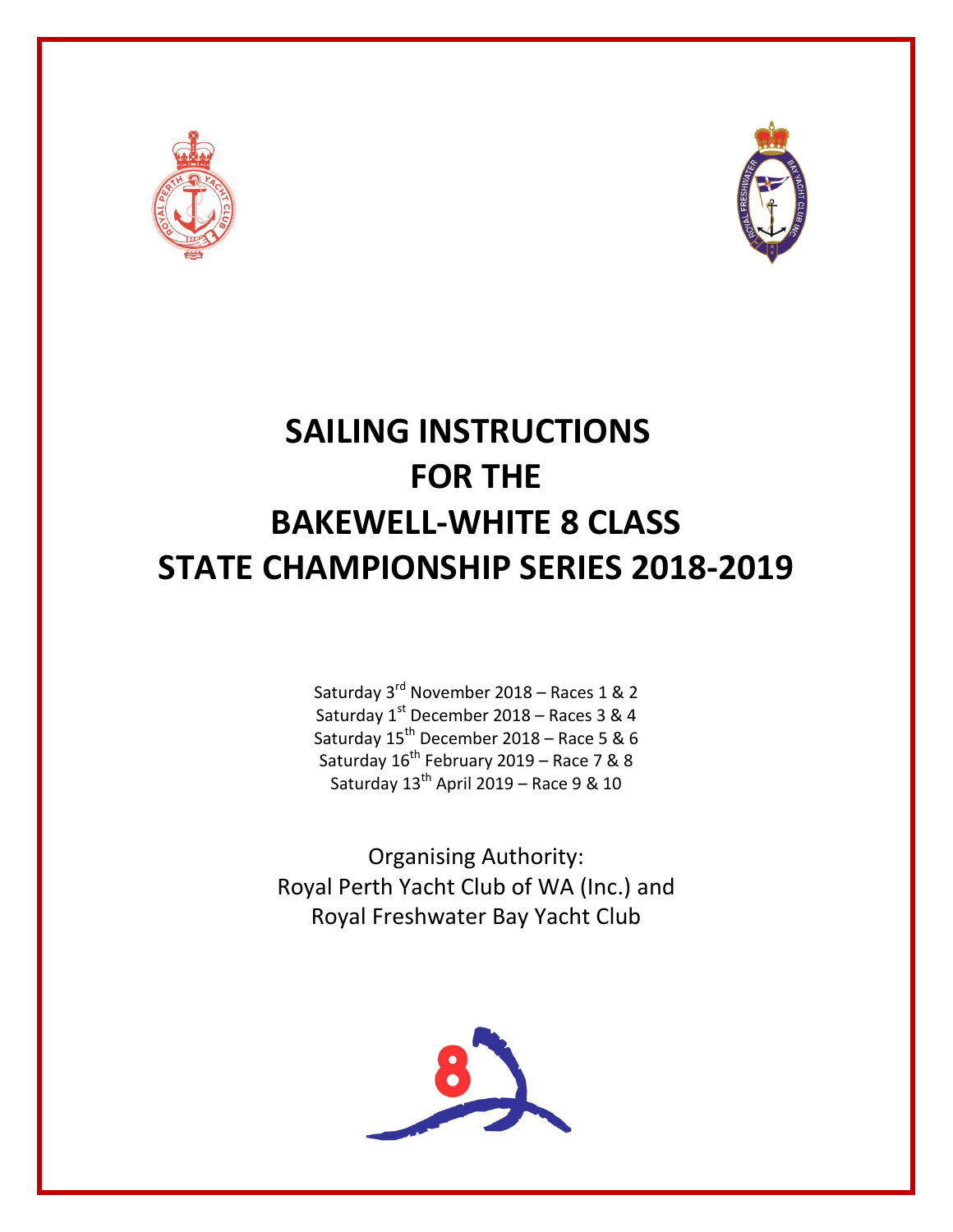# SAILING INSTRUCTIONS FOR THE BAKEWELL-WHITE 8 CLASS STATE CHAMPIONSHIP SERIES 2018-2019

Saturday 3rd November 2018 – Races 1 & 2
Saturday 1st December 2018 – Races 3 & 4
Saturday 15th December 2018 – Race 5 & 6
Saturday 16th February 2019 – Race 7 & 8
Saturday 13th April 2019 – Race 9 & 10

Organising Authority:
Royal Perth Yacht Club of WA (Inc.) and
Royal Freshwater Bay Yacht Club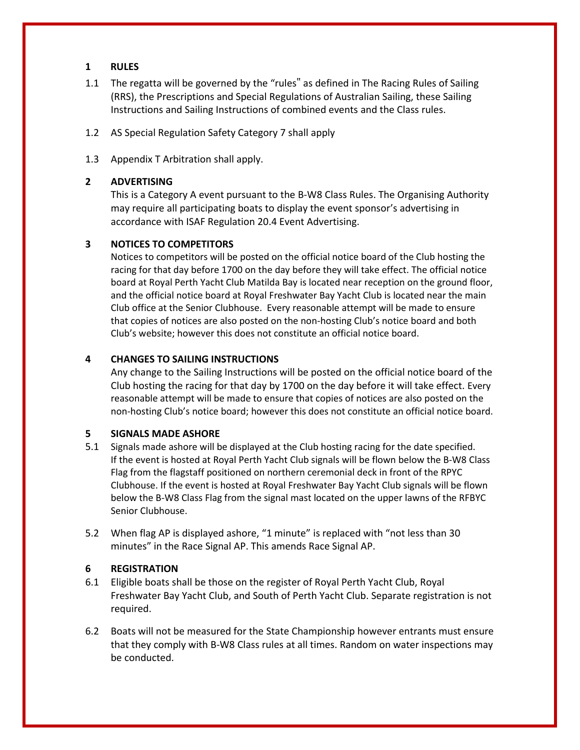## 1 RULES

1.1 The regatta will be governed by the “rules" as defined in The Racing Rules of Sailing (RRS), the Prescriptions and Special Regulations of Australian Sailing, these Sailing Instructions and Sailing Instructions of combined events and the Class rules.

1.2 AS Special Regulation Safety Category 7 shall apply

1.3 Appendix T Arbitration shall apply.

## 2 ADVERTISING

This is a Category A event pursuant to the B-W8 Class Rules. The Organising Authority may require all participating boats to display the event sponsor’s advertising in accordance with ISAF Regulation 20.4 Event Advertising.

## 3 NOTICES TO COMPETITORS

Notices to competitors will be posted on the official notice board of the Club hosting the racing for that day before 1700 on the day before they will take effect. The official notice board at Royal Perth Yacht Club Matilda Bay is located near reception on the ground floor, and the official notice board at Royal Freshwater Bay Yacht Club is located near the main Club office at the Senior Clubhouse. Every reasonable attempt will be made to ensure that copies of notices are also posted on the non-hosting Club’s notice board and both Club’s website; however this does not constitute an official notice board.

## 4 CHANGES TO SAILING INSTRUCTIONS

Any change to the Sailing Instructions will be posted on the official notice board of the Club hosting the racing for that day by 1700 on the day before it will take effect. Every reasonable attempt will be made to ensure that copies of notices are also posted on the non-hosting Club’s notice board; however this does not constitute an official notice board.

## 5 SIGNALS MADE ASHORE

5.1 Signals made ashore will be displayed at the Club hosting racing for the date specified. If the event is hosted at Royal Perth Yacht Club signals will be flown below the B-W8 Class Flag from the flagstaff positioned on northern ceremonial deck in front of the RPYC Clubhouse. If the event is hosted at Royal Freshwater Bay Yacht Club signals will be flown below the B-W8 Class Flag from the signal mast located on the upper lawns of the RFBYC Senior Clubhouse.

5.2 When flag AP is displayed ashore, “1 minute” is replaced with “not less than 30 minutes” in the Race Signal AP. This amends Race Signal AP.

## 6 REGISTRATION

6.1 Eligible boats shall be those on the register of Royal Perth Yacht Club, Royal Freshwater Bay Yacht Club, and South of Perth Yacht Club. Separate registration is not required.

6.2 Boats will not be measured for the State Championship however entrants must ensure that they comply with B-W8 Class rules at all times. Random on water inspections may be conducted.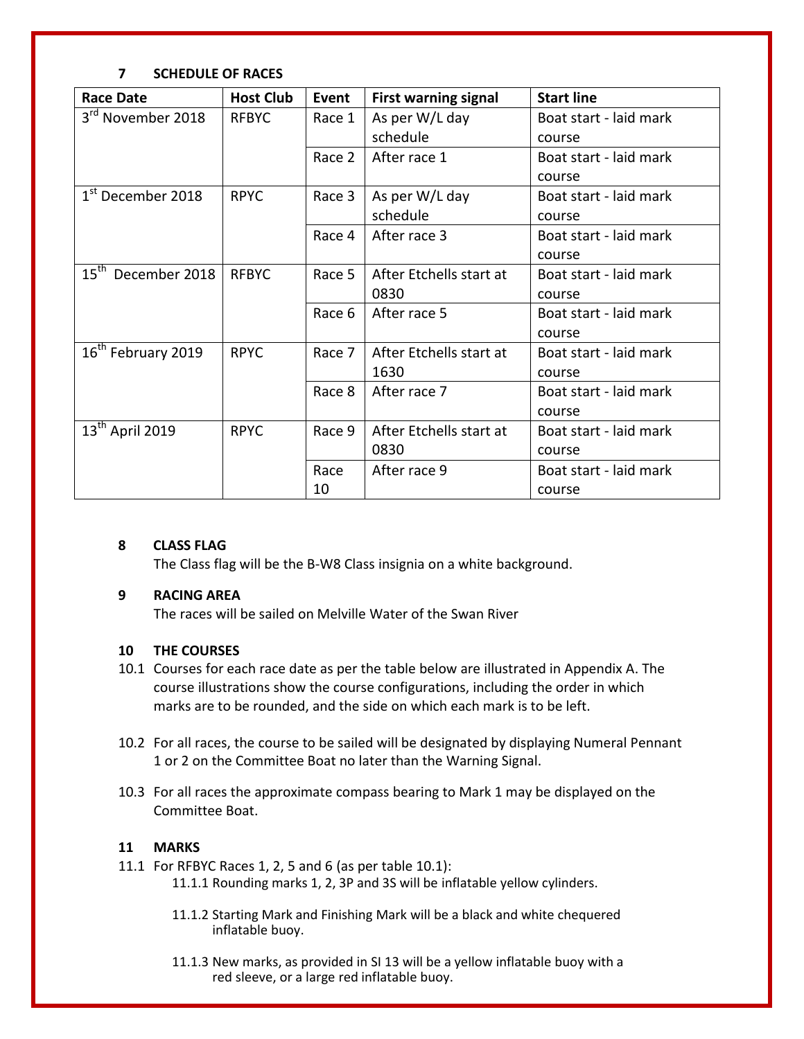## 7 SCHEDULE OF RACES

| Race Date | Host Club | Event | First warning signal | Start line |
|---|---|---|---|---|
| 3rd November 2018 | RFBYC | Race 1 | As per W/L day schedule | Boat start - laid mark course |
| | | Race 2 | After race 1 | Boat start - laid mark course |
| 1st December 2018 | RPYC | Race 3 | As per W/L day schedule | Boat start - laid mark course |
| | | Race 4 | After race 3 | Boat start - laid mark course |
| 15th December 2018 | RFBYC | Race 5 | After Etchells start at 0830 | Boat start - laid mark course |
| | | Race 6 | After race 5 | Boat start - laid mark course |
| 16th February 2019 | RPYC | Race 7 | After Etchells start at 1630 | Boat start - laid mark course |
| | | Race 8 | After race 7 | Boat start - laid mark course |
| 13th April 2019 | RPYC | Race 9 | After Etchells start at 0830 | Boat start - laid mark course |
| | | Race 10 | After race 9 | Boat start - laid mark course |

## 8 CLASS FLAG

The Class flag will be the B-W8 Class insignia on a white background.

## 9 RACING AREA

The races will be sailed on Melville Water of the Swan River

## 10 THE COURSES

10.1 Courses for each race date as per the table below are illustrated in Appendix A. The course illustrations show the course configurations, including the order in which marks are to be rounded, and the side on which each mark is to be left.

10.2 For all races, the course to be sailed will be designated by displaying Numeral Pennant 1 or 2 on the Committee Boat no later than the Warning Signal.

10.3 For all races the approximate compass bearing to Mark 1 may be displayed on the Committee Boat.

## 11 MARKS

11.1 For RFBYC Races 1, 2, 5 and 6 (as per table 10.1):

11.1.1 Rounding marks 1, 2, 3P and 3S will be inflatable yellow cylinders.

11.1.2 Starting Mark and Finishing Mark will be a black and white chequered inflatable buoy.

11.1.3 New marks, as provided in SI 13 will be a yellow inflatable buoy with a red sleeve, or a large red inflatable buoy.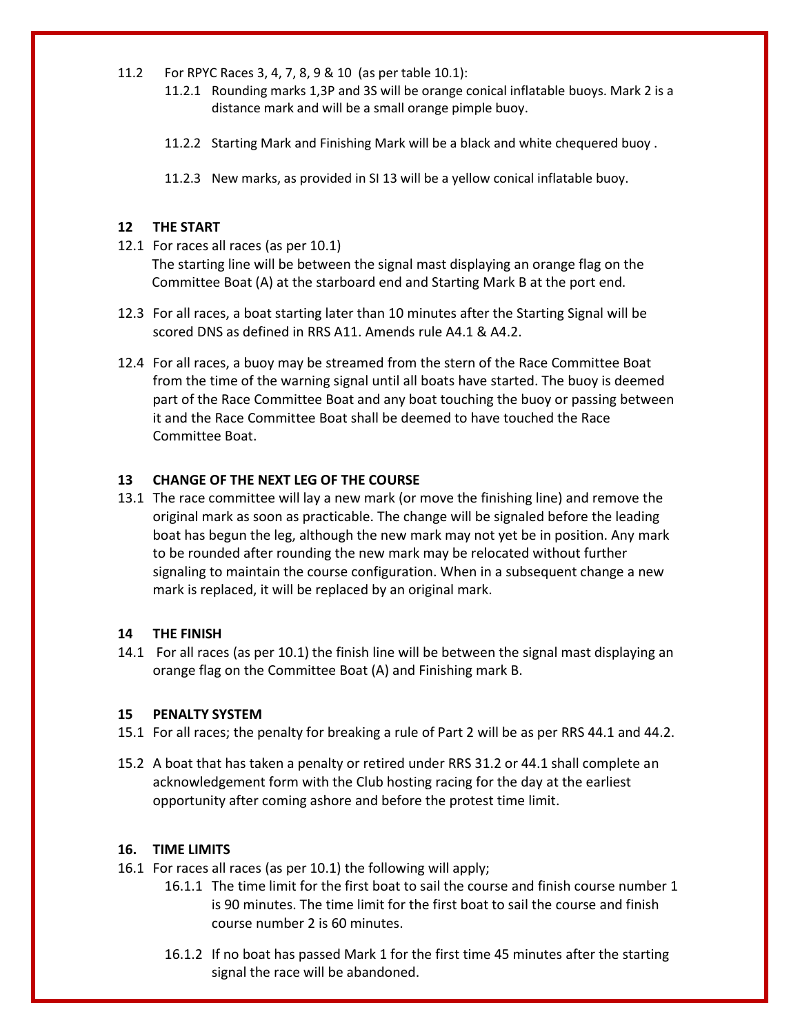11.2 For RPYC Races 3, 4, 7, 8, 9 & 10 (as per table 10.1):

- 11.2.1 Rounding marks 1,3P and 3S will be orange conical inflatable buoys. Mark 2 is a distance mark and will be a small orange pimple buoy.
- 11.2.2 Starting Mark and Finishing Mark will be a black and white chequered buoy .
- 11.2.3 New marks, as provided in SI 13 will be a yellow conical inflatable buoy.

## 12 THE START

12.1 For races all races (as per 10.1)
The starting line will be between the signal mast displaying an orange flag on the Committee Boat (A) at the starboard end and Starting Mark B at the port end.

12.3 For all races, a boat starting later than 10 minutes after the Starting Signal will be scored DNS as defined in RRS A11. Amends rule A4.1 & A4.2.

12.4 For all races, a buoy may be streamed from the stern of the Race Committee Boat from the time of the warning signal until all boats have started. The buoy is deemed part of the Race Committee Boat and any boat touching the buoy or passing between it and the Race Committee Boat shall be deemed to have touched the Race Committee Boat.

## 13 CHANGE OF THE NEXT LEG OF THE COURSE

13.1 The race committee will lay a new mark (or move the finishing line) and remove the original mark as soon as practicable. The change will be signaled before the leading boat has begun the leg, although the new mark may not yet be in position. Any mark to be rounded after rounding the new mark may be relocated without further signaling to maintain the course configuration. When in a subsequent change a new mark is replaced, it will be replaced by an original mark.

## 14 THE FINISH

14.1 For all races (as per 10.1) the finish line will be between the signal mast displaying an orange flag on the Committee Boat (A) and Finishing mark B.

## 15 PENALTY SYSTEM

15.1 For all races; the penalty for breaking a rule of Part 2 will be as per RRS 44.1 and 44.2.

15.2 A boat that has taken a penalty or retired under RRS 31.2 or 44.1 shall complete an acknowledgement form with the Club hosting racing for the day at the earliest opportunity after coming ashore and before the protest time limit.

## 16. TIME LIMITS

16.1 For races all races (as per 10.1) the following will apply;

- 16.1.1 The time limit for the first boat to sail the course and finish course number 1 is 90 minutes. The time limit for the first boat to sail the course and finish course number 2 is 60 minutes.
- 16.1.2 If no boat has passed Mark 1 for the first time 45 minutes after the starting signal the race will be abandoned.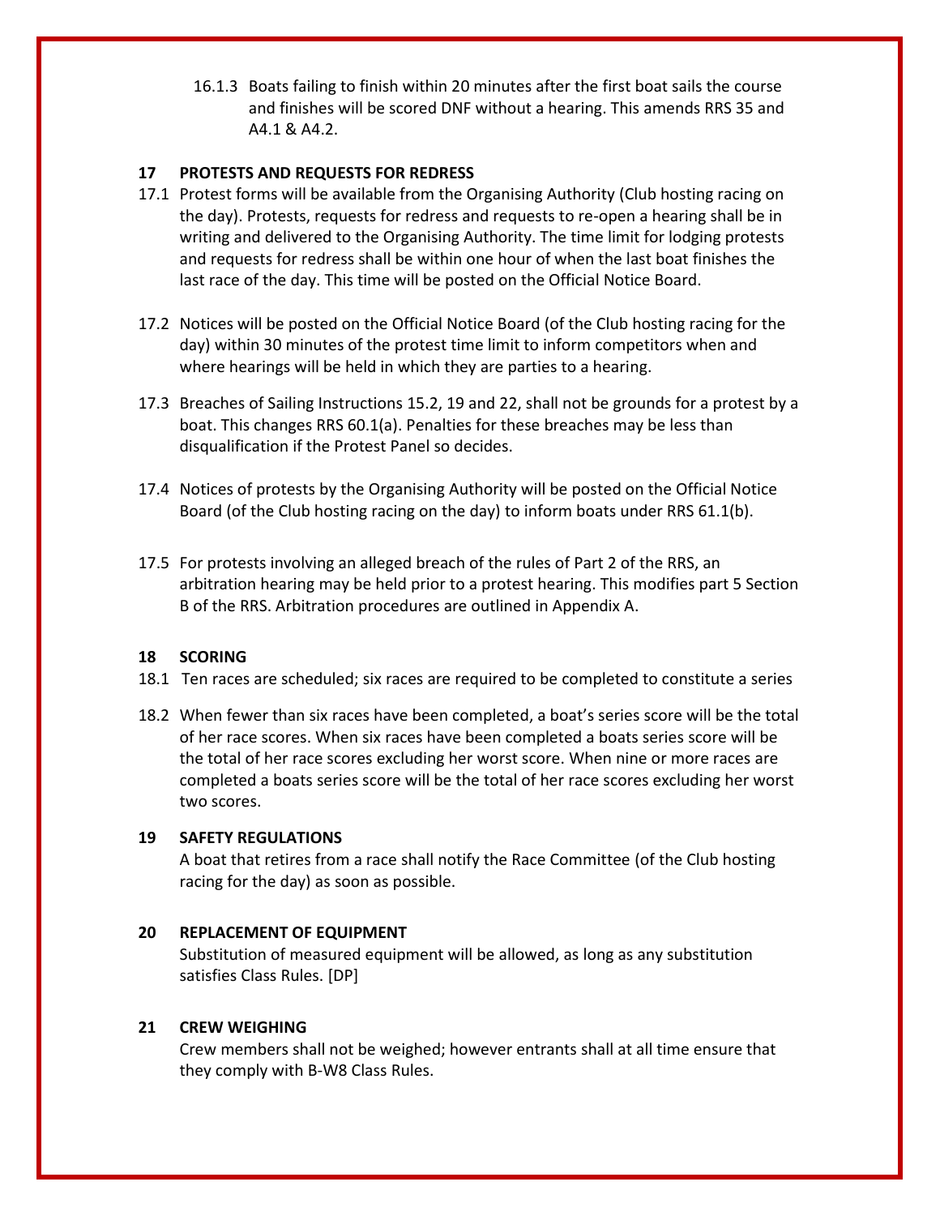16.1.3 Boats failing to finish within 20 minutes after the first boat sails the course and finishes will be scored DNF without a hearing. This amends RRS 35 and A4.1 & A4.2.

## 17 PROTESTS AND REQUESTS FOR REDRESS

17.1 Protest forms will be available from the Organising Authority (Club hosting racing on the day). Protests, requests for redress and requests to re-open a hearing shall be in writing and delivered to the Organising Authority. The time limit for lodging protests and requests for redress shall be within one hour of when the last boat finishes the last race of the day. This time will be posted on the Official Notice Board.

17.2 Notices will be posted on the Official Notice Board (of the Club hosting racing for the day) within 30 minutes of the protest time limit to inform competitors when and where hearings will be held in which they are parties to a hearing.

17.3 Breaches of Sailing Instructions 15.2, 19 and 22, shall not be grounds for a protest by a boat. This changes RRS 60.1(a). Penalties for these breaches may be less than disqualification if the Protest Panel so decides.

17.4 Notices of protests by the Organising Authority will be posted on the Official Notice Board (of the Club hosting racing on the day) to inform boats under RRS 61.1(b).

17.5 For protests involving an alleged breach of the rules of Part 2 of the RRS, an arbitration hearing may be held prior to a protest hearing. This modifies part 5 Section B of the RRS. Arbitration procedures are outlined in Appendix A.

## 18 SCORING

18.1 Ten races are scheduled; six races are required to be completed to constitute a series

18.2 When fewer than six races have been completed, a boat's series score will be the total of her race scores. When six races have been completed a boats series score will be the total of her race scores excluding her worst score. When nine or more races are completed a boats series score will be the total of her race scores excluding her worst two scores.

## 19 SAFETY REGULATIONS

A boat that retires from a race shall notify the Race Committee (of the Club hosting racing for the day) as soon as possible.

## 20 REPLACEMENT OF EQUIPMENT

Substitution of measured equipment will be allowed, as long as any substitution satisfies Class Rules. [DP]

## 21 CREW WEIGHING

Crew members shall not be weighed; however entrants shall at all time ensure that they comply with B-W8 Class Rules.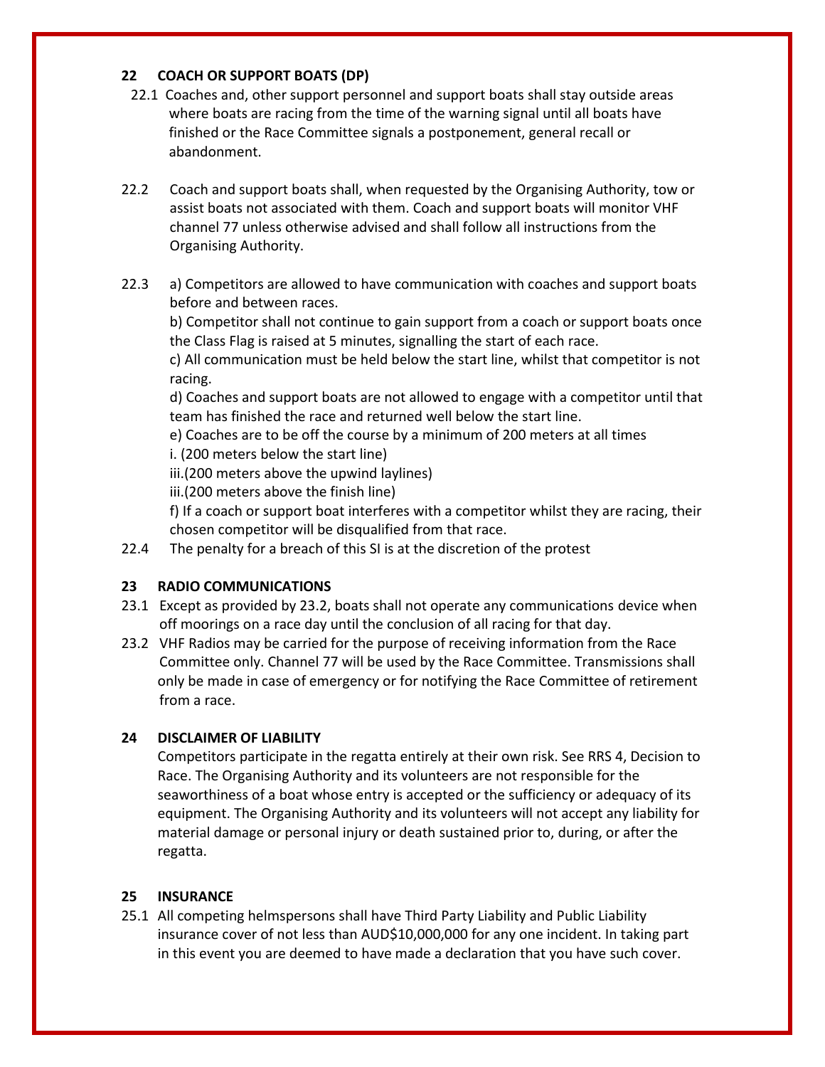## 22 COACH OR SUPPORT BOATS (DP)

22.1 Coaches and, other support personnel and support boats shall stay outside areas where boats are racing from the time of the warning signal until all boats have finished or the Race Committee signals a postponement, general recall or abandonment.

22.2 Coach and support boats shall, when requested by the Organising Authority, tow or assist boats not associated with them. Coach and support boats will monitor VHF channel 77 unless otherwise advised and shall follow all instructions from the Organising Authority.

22.3 a) Competitors are allowed to have communication with coaches and support boats before and between races.

b) Competitor shall not continue to gain support from a coach or support boats once the Class Flag is raised at 5 minutes, signalling the start of each race.

c) All communication must be held below the start line, whilst that competitor is not racing.

d) Coaches and support boats are not allowed to engage with a competitor until that team has finished the race and returned well below the start line.

e) Coaches are to be off the course by a minimum of 200 meters at all times

i. (200 meters below the start line)

iii.(200 meters above the upwind laylines)

iii.(200 meters above the finish line)

f) If a coach or support boat interferes with a competitor whilst they are racing, their chosen competitor will be disqualified from that race.

22.4 The penalty for a breach of this SI is at the discretion of the protest

## 23 RADIO COMMUNICATIONS

23.1 Except as provided by 23.2, boats shall not operate any communications device when off moorings on a race day until the conclusion of all racing for that day.

23.2 VHF Radios may be carried for the purpose of receiving information from the Race Committee only. Channel 77 will be used by the Race Committee. Transmissions shall only be made in case of emergency or for notifying the Race Committee of retirement from a race.

## 24 DISCLAIMER OF LIABILITY

Competitors participate in the regatta entirely at their own risk. See RRS 4, Decision to Race. The Organising Authority and its volunteers are not responsible for the seaworthiness of a boat whose entry is accepted or the sufficiency or adequacy of its equipment. The Organising Authority and its volunteers will not accept any liability for material damage or personal injury or death sustained prior to, during, or after the regatta.

## 25 INSURANCE

25.1 All competing helmspersons shall have Third Party Liability and Public Liability insurance cover of not less than AUD$10,000,000 for any one incident. In taking part in this event you are deemed to have made a declaration that you have such cover.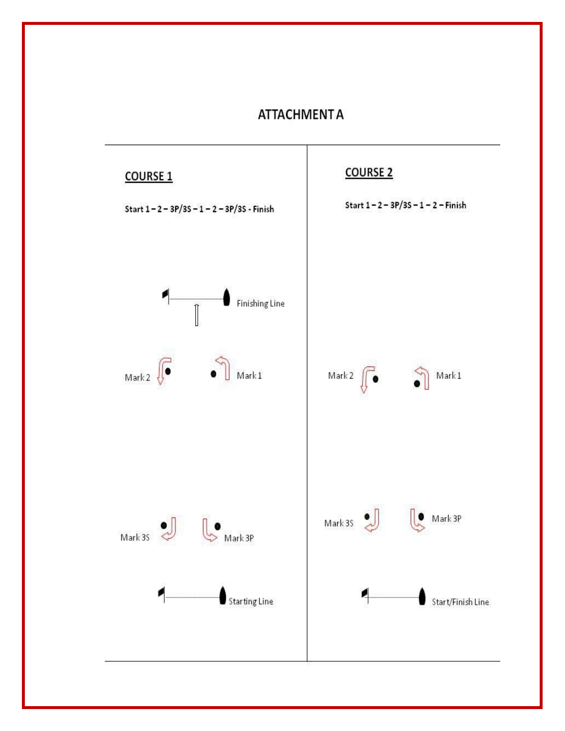# ATTACHMENT A

## COURSE 1

**Start 1 – 2 – 3P/3S – 1 – 2 – 3P/3S - Finish**

Finishing Line

Mark 2

Mark 1

Mark 3S

Mark 3P

Starting Line

## COURSE 2

**Start 1 – 2 – 3P/3S – 1 – 2 – Finish**

Mark 2

Mark 1

Mark 3S

Mark 3P

Start/Finish Line